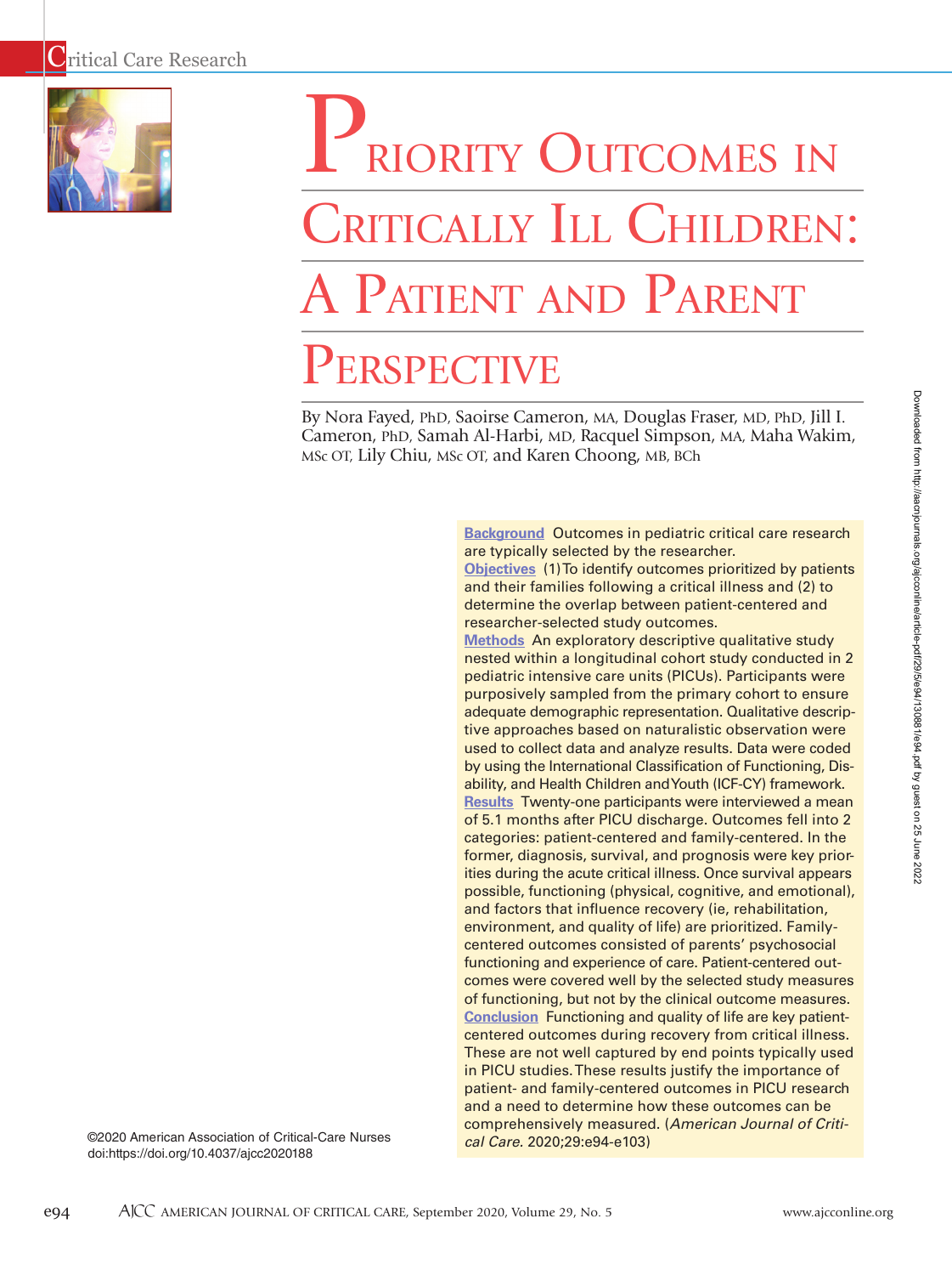# Priority Outcomes in Critically Ill Children: A Patient and Parent Perspective

By Nora Fayed, PhD, Saoirse Cameron, MA, Douglas Fraser, MD, PhD, Jill I. Cameron, PhD, Samah Al-Harbi, MD, Racquel Simpson, MA, Maha Wakim, MSc OT, Lily Chiu, MSc OT, and Karen Choong, MB, BCh

**Background** Outcomes in pediatric critical care research are typically selected by the researcher.

**Objectives** (1) To identify outcomes prioritized by patients and their families following a critical illness and (2) to determine the overlap between patient-centered and researcher-selected study outcomes.

**Methods** An exploratory descriptive qualitative study nested within a longitudinal cohort study conducted in 2 pediatric intensive care units (PICUs). Participants were purposively sampled from the primary cohort to ensure adequate demographic representation. Qualitative descriptive approaches based on naturalistic observation were used to collect data and analyze results. Data were coded by using the International Classification of Functioning, Disability, and Health Children and Youth (ICF-CY) framework.

**Results** Twenty-one participants were interviewed a mean of 5.1 months after PICU discharge. Outcomes fell into 2 categories: patient-centered and family-centered. In the former, diagnosis, survival, and prognosis were key priorities during the acute critical illness. Once survival appears possible, functioning (physical, cognitive, and emotional), and factors that influence recovery (ie, rehabilitation, environment, and quality of life) are prioritized. Family-centered outcomes consisted of parents' psychosocial functioning and experience of care. Patient-centered outcomes were covered well by the selected study measures of functioning, but not by the clinical outcome measures.

**Conclusion** Functioning and quality of life are key patient-centered outcomes during recovery from critical illness. These are not well captured by end points typically used in PICU studies. These results justify the importance of patient- and family-centered outcomes in PICU research and a need to determine how these outcomes can be comprehensively measured. (*American Journal of Critical Care*. 2020;29:e94-e103)

©2020 American Association of Critical-Care Nurses
doi:https://doi.org/10.4037/ajcc2020188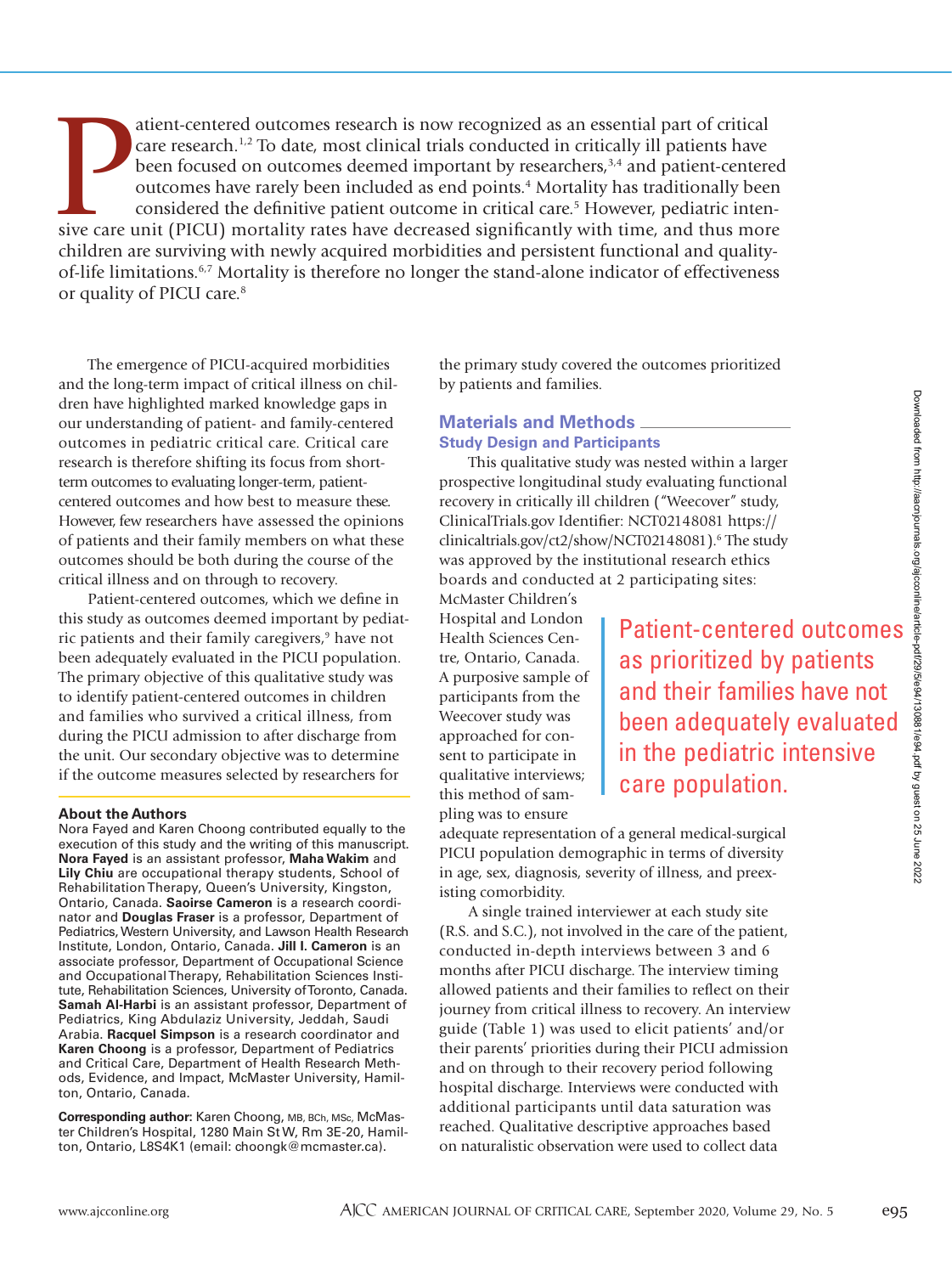Patient-centered outcomes research is now recognized as an essential part of critical care research.[1,2] To date, most clinical trials conducted in critically ill patients have been focused on outcomes deemed important by researchers,[3,4] and patient-centered outcomes have rarely been included as end points.[4] Mortality has traditionally been considered the definitive patient outcome in critical care.[5] However, pediatric intensive care unit (PICU) mortality rates have decreased significantly with time, and thus more children are surviving with newly acquired morbidities and persistent functional and quality-of-life limitations.[6,7] Mortality is therefore no longer the stand-alone indicator of effectiveness or quality of PICU care.[8]

The emergence of PICU-acquired morbidities and the long-term impact of critical illness on children have highlighted marked knowledge gaps in our understanding of patient- and family-centered outcomes in pediatric critical care. Critical care research is therefore shifting its focus from short-term outcomes to evaluating longer-term, patient-centered outcomes and how best to measure these. However, few researchers have assessed the opinions of patients and their family members on what these outcomes should be both during the course of the critical illness and on through to recovery.

Patient-centered outcomes, which we define in this study as outcomes deemed important by pediatric patients and their family caregivers,[9] have not been adequately evaluated in the PICU population. The primary objective of this qualitative study was to identify patient-centered outcomes in children and families who survived a critical illness, from during the PICU admission to after discharge from the unit. Our secondary objective was to determine if the outcome measures selected by researchers for the primary study covered the outcomes prioritized by patients and families.

**About the Authors**

Nora Fayed and Karen Choong contributed equally to the execution of this study and the writing of this manuscript. **Nora Fayed** is an assistant professor, **Maha Wakim** and **Lily Chiu** are occupational therapy students, School of Rehabilitation Therapy, Queen's University, Kingston, Ontario, Canada. **Saoirse Cameron** is a research coordinator and **Douglas Fraser** is a professor, Department of Pediatrics, Western University, and Lawson Health Research Institute, London, Ontario, Canada. **Jill I. Cameron** is an associate professor, Department of Occupational Science and Occupational Therapy, Rehabilitation Sciences Institute, Rehabilitation Sciences, University of Toronto, Canada. **Samah Al-Harbi** is an assistant professor, Department of Pediatrics, King Abdulaziz University, Jeddah, Saudi Arabia. **Racquel Simpson** is a research coordinator and **Karen Choong** is a professor, Department of Pediatrics and Critical Care, Department of Health Research Methods, Evidence, and Impact, McMaster University, Hamilton, Ontario, Canada.

**Corresponding author:** Karen Choong, MB, BCh, MSc, McMaster Children's Hospital, 1280 Main St W, Rm 3E-20, Hamilton, Ontario, L8S4K1 (email: choongk@mcmaster.ca).

## Materials and Methods

### Study Design and Participants

This qualitative study was nested within a larger prospective longitudinal study evaluating functional recovery in critically ill children ("Weecover" study, ClinicalTrials.gov Identifier: NCT02148081 https://clinicaltrials.gov/ct2/show/NCT02148081).[6] The study was approved by the institutional research ethics boards and conducted at 2 participating sites: McMaster Children's Hospital and London Health Sciences Centre, Ontario, Canada. A purposive sample of participants from the Weecover study was approached for consent to participate in qualitative interviews; this method of sampling was to ensure adequate representation of a general medical-surgical PICU population demographic in terms of diversity in age, sex, diagnosis, severity of illness, and preexisting comorbidity.

> Patient-centered outcomes as prioritized by patients and their families have not been adequately evaluated in the pediatric intensive care population.

A single trained interviewer at each study site (R.S. and S.C.), not involved in the care of the patient, conducted in-depth interviews between 3 and 6 months after PICU discharge. The interview timing allowed patients and their families to reflect on their journey from critical illness to recovery. An interview guide (Table 1) was used to elicit patients' and/or their parents' priorities during their PICU admission and on through to their recovery period following hospital discharge. Interviews were conducted with additional participants until data saturation was reached. Qualitative descriptive approaches based on naturalistic observation were used to collect data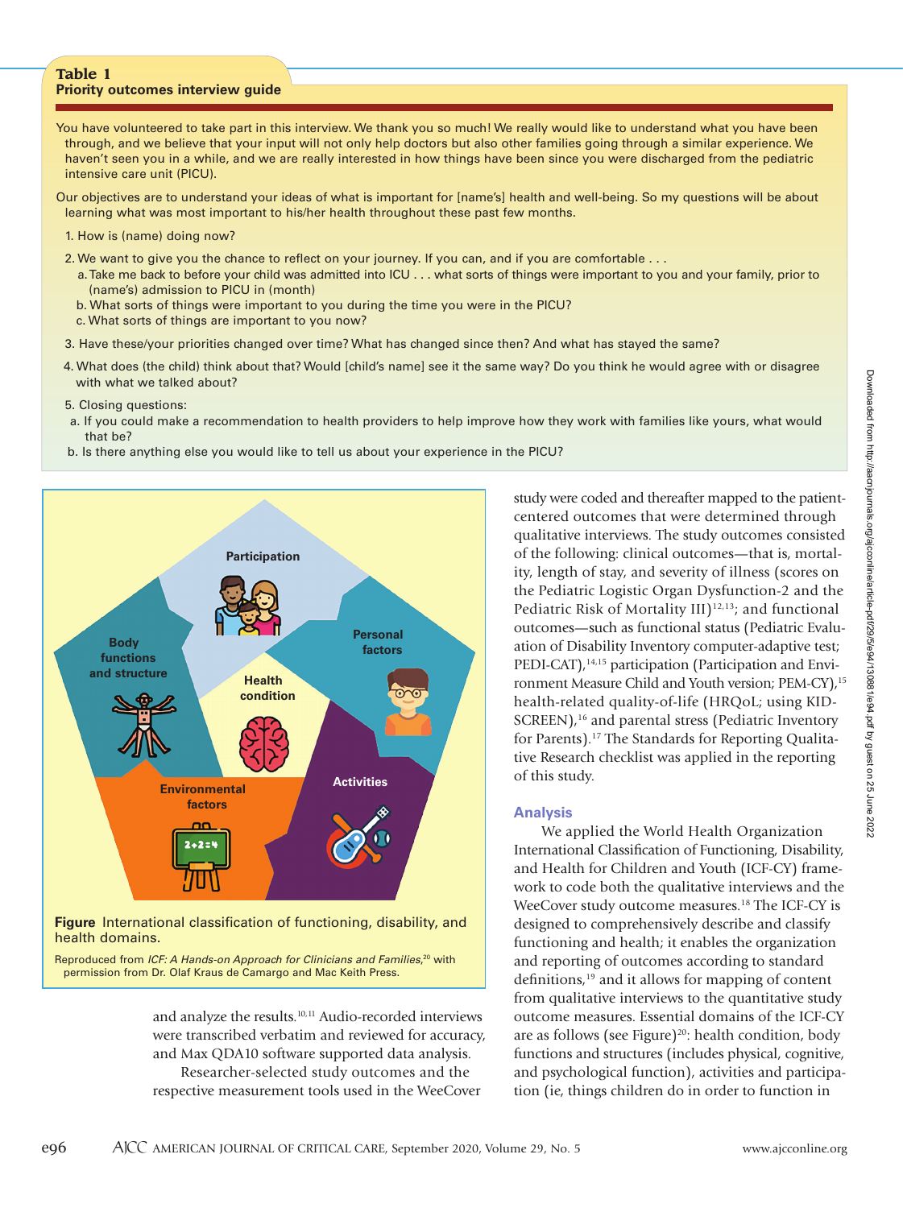**Table 1**
**Priority outcomes interview guide**

You have volunteered to take part in this interview. We thank you so much! We really would like to understand what you have been through, and we believe that your input will not only help doctors but also other families going through a similar experience. We haven't seen you in a while, and we are really interested in how things have been since you were discharged from the pediatric intensive care unit (PICU).

Our objectives are to understand your ideas of what is important for [name's] health and well-being. So my questions will be about learning what was most important to his/her health throughout these past few months.

1. How is (name) doing now?
2. We want to give you the chance to reflect on your journey. If you can, and if you are comfortable . . .
   a. Take me back to before your child was admitted into ICU . . . what sorts of things were important to you and your family, prior to (name's) admission to PICU in (month)
   b. What sorts of things were important to you during the time you were in the PICU?
   c. What sorts of things are important to you now?
3. Have these/your priorities changed over time? What has changed since then? And what has stayed the same?
4. What does (the child) think about that? Would [child's name] see it the same way? Do you think he would agree with or disagree with what we talked about?
5. Closing questions:
   a. If you could make a recommendation to health providers to help improve how they work with families like yours, what would that be?
   b. Is there anything else you would like to tell us about your experience in the PICU?

**Figure** International classification of functioning, disability, and health domains.

Reproduced from *ICF: A Hands-on Approach for Clinicians and Families*,[20] with permission from Dr. Olaf Kraus de Camargo and Mac Keith Press.

and analyze the results.[10,11] Audio-recorded interviews were transcribed verbatim and reviewed for accuracy, and Max QDA10 software supported data analysis.

Researcher-selected study outcomes and the respective measurement tools used in the WeeCover study were coded and thereafter mapped to the patient-centered outcomes that were determined through qualitative interviews. The study outcomes consisted of the following: clinical outcomes—that is, mortality, length of stay, and severity of illness (scores on the Pediatric Logistic Organ Dysfunction-2 and the Pediatric Risk of Mortality III)[12,13]; and functional outcomes—such as functional status (Pediatric Evaluation of Disability Inventory computer-adaptive test; PEDI-CAT),[14,15] participation (Participation and Environment Measure Child and Youth version; PEM-CY),[15] health-related quality-of-life (HRQoL; using KIDSCREEN),[16] and parental stress (Pediatric Inventory for Parents).[17] The Standards for Reporting Qualitative Research checklist was applied in the reporting of this study.

### Analysis

We applied the World Health Organization International Classification of Functioning, Disability, and Health for Children and Youth (ICF-CY) framework to code both the qualitative interviews and the WeeCover study outcome measures.[18] The ICF-CY is designed to comprehensively describe and classify functioning and health; it enables the organization and reporting of outcomes according to standard definitions,[19] and it allows for mapping of content from qualitative interviews to the quantitative study outcome measures. Essential domains of the ICF-CY are as follows (see Figure)[20]: health condition, body functions and structures (includes physical, cognitive, and psychological function), activities and participation (ie, things children do in order to function in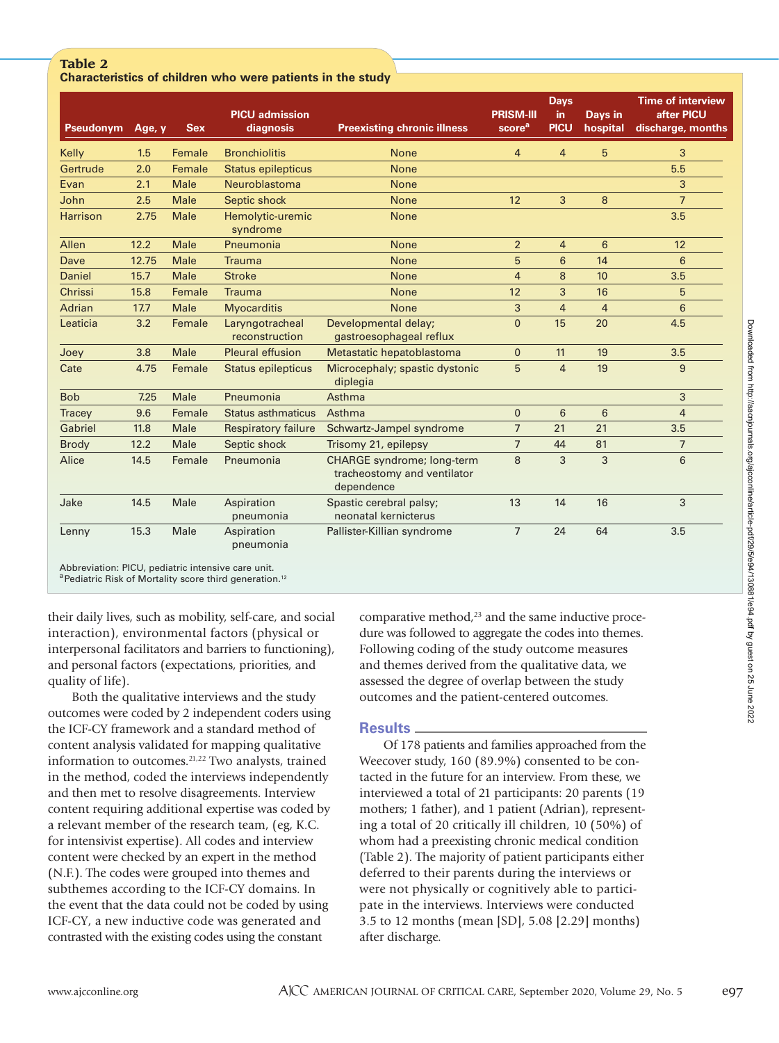**Table 2**
**Characteristics of children who were patients in the study**

| Pseudonym | Age, y | Sex | PICU admission diagnosis | Preexisting chronic illness | PRISM-III score[a] | Days in PICU | Days in hospital | Time of interview after PICU discharge, months |
|---|---|---|---|---|---|---|---|---|
| Kelly | 1.5 | Female | Bronchiolitis | None | 4 | 4 | 5 | 3 |
| Gertrude | 2.0 | Female | Status epilepticus | None | | | | 5.5 |
| Evan | 2.1 | Male | Neuroblastoma | None | | | | 3 |
| John | 2.5 | Male | Septic shock | None | 12 | 3 | 8 | 7 |
| Harrison | 2.75 | Male | Hemolytic-uremic syndrome | None | | | | 3.5 |
| Allen | 12.2 | Male | Pneumonia | None | 2 | 4 | 6 | 12 |
| Dave | 12.75 | Male | Trauma | None | 5 | 6 | 14 | 6 |
| Daniel | 15.7 | Male | Stroke | None | 4 | 8 | 10 | 3.5 |
| Chrissi | 15.8 | Female | Trauma | None | 12 | 3 | 16 | 5 |
| Adrian | 17.7 | Male | Myocarditis | None | 3 | 4 | 4 | 6 |
| Leaticia | 3.2 | Female | Laryngotracheal reconstruction | Developmental delay; gastroesophageal reflux | 0 | 15 | 20 | 4.5 |
| Joey | 3.8 | Male | Pleural effusion | Metastatic hepatoblastoma | 0 | 11 | 19 | 3.5 |
| Cate | 4.75 | Female | Status epilepticus | Microcephaly; spastic dystonic diplegia | 5 | 4 | 19 | 9 |
| Bob | 7.25 | Male | Pneumonia | Asthma | | | | 3 |
| Tracey | 9.6 | Female | Status asthmaticus | Asthma | 0 | 6 | 6 | 4 |
| Gabriel | 11.8 | Male | Respiratory failure | Schwartz-Jampel syndrome | 7 | 21 | 21 | 3.5 |
| Brody | 12.2 | Male | Septic shock | Trisomy 21, epilepsy | 7 | 44 | 81 | 7 |
| Alice | 14.5 | Female | Pneumonia | CHARGE syndrome; long-term tracheostomy and ventilator dependence | 8 | 3 | 3 | 6 |
| Jake | 14.5 | Male | Aspiration pneumonia | Spastic cerebral palsy; neonatal kernicterus | 13 | 14 | 16 | 3 |
| Lenny | 15.3 | Male | Aspiration pneumonia | Pallister-Killian syndrome | 7 | 24 | 64 | 3.5 |

Abbreviation: PICU, pediatric intensive care unit.
[a] Pediatric Risk of Mortality score third generation.[12]

their daily lives, such as mobility, self-care, and social interaction), environmental factors (physical or interpersonal facilitators and barriers to functioning), and personal factors (expectations, priorities, and quality of life).

Both the qualitative interviews and the study outcomes were coded by 2 independent coders using the ICF-CY framework and a standard method of content analysis validated for mapping qualitative information to outcomes.[21,22] Two analysts, trained in the method, coded the interviews independently and then met to resolve disagreements. Interview content requiring additional expertise was coded by a relevant member of the research team, (eg, K.C. for intensivist expertise). All codes and interview content were checked by an expert in the method (N.F.). The codes were grouped into themes and subthemes according to the ICF-CY domains. In the event that the data could not be coded by using ICF-CY, a new inductive code was generated and contrasted with the existing codes using the constant comparative method,[23] and the same inductive procedure was followed to aggregate the codes into themes. Following coding of the study outcome measures and themes derived from the qualitative data, we assessed the degree of overlap between the study outcomes and the patient-centered outcomes.

## Results

Of 178 patients and families approached from the Weecover study, 160 (89.9%) consented to be contacted in the future for an interview. From these, we interviewed a total of 21 participants: 20 parents (19 mothers; 1 father), and 1 patient (Adrian), representing a total of 20 critically ill children, 10 (50%) of whom had a preexisting chronic medical condition (Table 2). The majority of patient participants either deferred to their parents during the interviews or were not physically or cognitively able to participate in the interviews. Interviews were conducted 3.5 to 12 months (mean [SD], 5.08 [2.29] months) after discharge.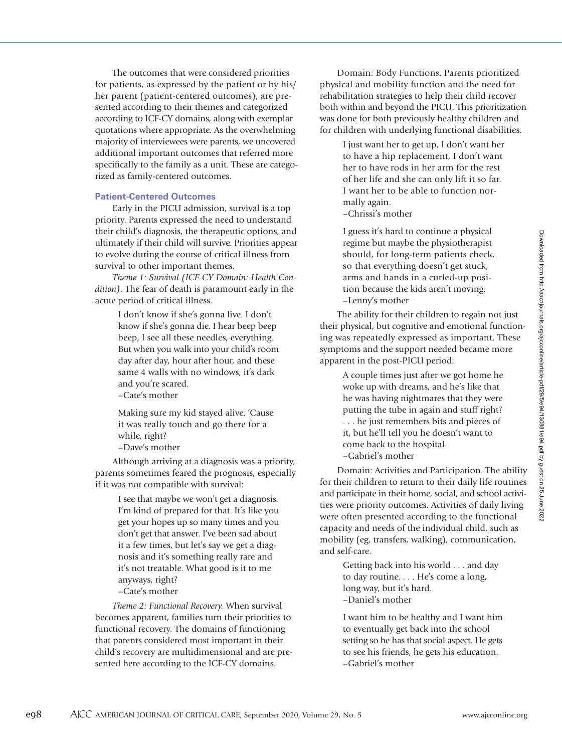The outcomes that were considered priorities for patients, as expressed by the patient or by his/her parent (patient-centered outcomes), are presented according to their themes and categorized according to ICF-CY domains, along with exemplar quotations where appropriate. As the overwhelming majority of interviewees were parents, we uncovered additional important outcomes that referred more specifically to the family as a unit. These are categorized as family-centered outcomes.

### Patient-Centered Outcomes

Early in the PICU admission, survival is a top priority. Parents expressed the need to understand their child's diagnosis, the therapeutic options, and ultimately if their child will survive. Priorities appear to evolve during the course of critical illness from survival to other important themes.

*Theme 1: Survival (ICF-CY Domain: Health Condition).* The fear of death is paramount early in the acute period of critical illness.

> I don't know if she's gonna live. I don't know if she's gonna die. I hear beep beep beep, I see all these needles, everything. But when you walk into your child's room day after day, hour after hour, and these same 4 walls with no windows, it's dark and you're scared.
> –Cate's mother

> Making sure my kid stayed alive. 'Cause it was really touch and go there for a while, right?
> –Dave's mother

Although arriving at a diagnosis was a priority, parents sometimes feared the prognosis, especially if it was not compatible with survival:

> I see that maybe we won't get a diagnosis. I'm kind of prepared for that. It's like you get your hopes up so many times and you don't get that answer. I've been sad about it a few times, but let's say we get a diagnosis and it's something really rare and it's not treatable. What good is it to me anyways, right?
> –Cate's mother

*Theme 2: Functional Recovery.* When survival becomes apparent, families turn their priorities to functional recovery. The domains of functioning that parents considered most important in their child's recovery are multidimensional and are presented here according to the ICF-CY domains.

Domain: Body Functions. Parents prioritized physical and mobility function and the need for rehabilitation strategies to help their child recover both within and beyond the PICU. This prioritization was done for both previously healthy children and for children with underlying functional disabilities.

> I just want her to get up, I don't want her to have a hip replacement, I don't want her to have rods in her arm for the rest of her life and she can only lift it so far. I want her to be able to function normally again.
> –Chrissi's mother

> I guess it's hard to continue a physical regime but maybe the physiotherapist should, for long-term patients check, so that everything doesn't get stuck, arms and hands in a curled-up position because the kids aren't moving.
> –Lenny's mother

The ability for their children to regain not just their physical, but cognitive and emotional functioning was repeatedly expressed as important. These symptoms and the support needed became more apparent in the post-PICU period:

> A couple times just after we got home he woke up with dreams, and he's like that he was having nightmares that they were putting the tube in again and stuff right? . . . he just remembers bits and pieces of it, but he'll tell you he doesn't want to come back to the hospital.
> –Gabriel's mother

Domain: Activities and Participation. The ability for their children to return to their daily life routines and participate in their home, social, and school activities were priority outcomes. Activities of daily living were often presented according to the functional capacity and needs of the individual child, such as mobility (eg, transfers, walking), communication, and self-care.

> Getting back into his world . . . and day to day routine. . . . He's come a long, long way, but it's hard.
> –Daniel's mother

> I want him to be healthy and I want him to eventually get back into the school setting so he has that social aspect. He gets to see his friends, he gets his education.
> –Gabriel's mother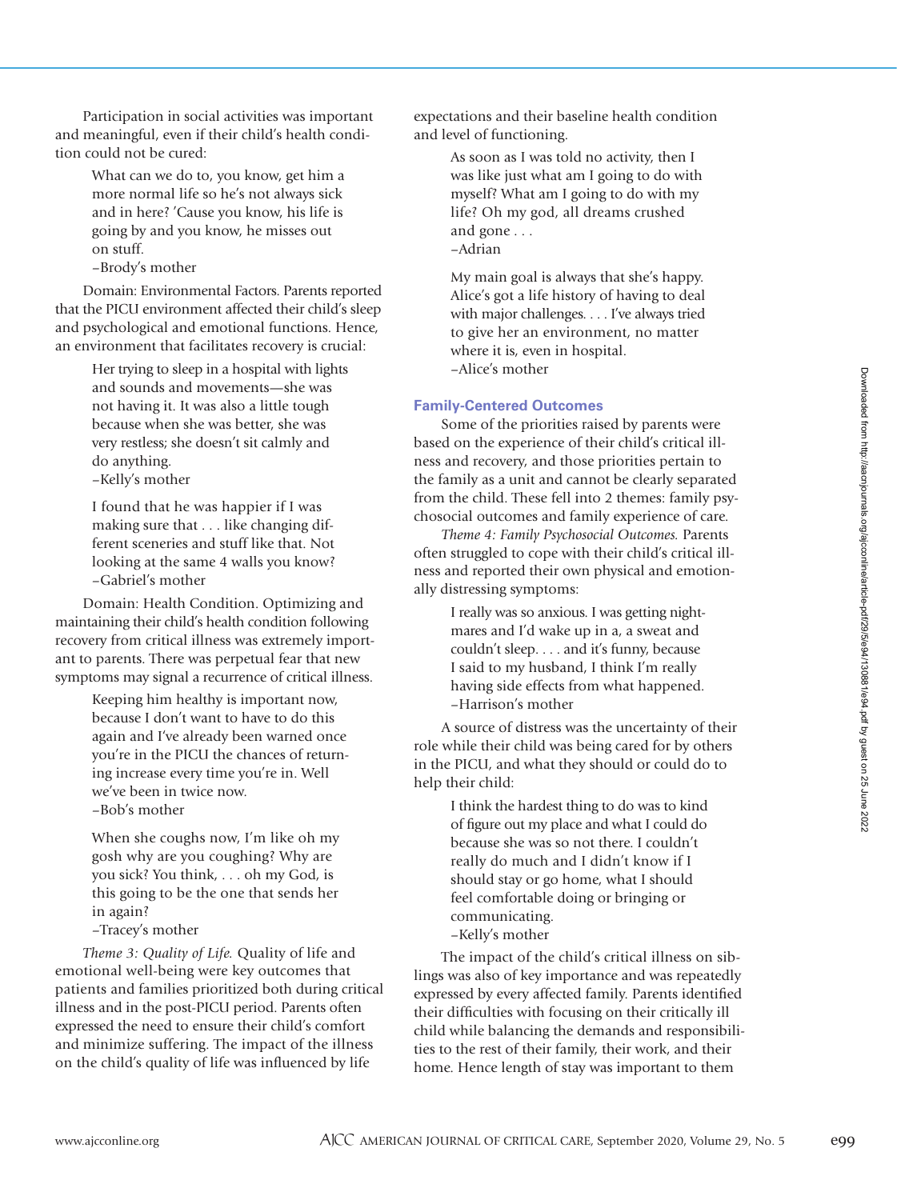Participation in social activities was important and meaningful, even if their child's health condition could not be cured:

> What can we do to, you know, get him a more normal life so he's not always sick and in here? 'Cause you know, his life is going by and you know, he misses out on stuff.
> –Brody's mother

Domain: Environmental Factors. Parents reported that the PICU environment affected their child's sleep and psychological and emotional functions. Hence, an environment that facilitates recovery is crucial:

> Her trying to sleep in a hospital with lights and sounds and movements—she was not having it. It was also a little tough because when she was better, she was very restless; she doesn't sit calmly and do anything.
> –Kelly's mother

> I found that he was happier if I was making sure that . . . like changing different sceneries and stuff like that. Not looking at the same 4 walls you know?
> –Gabriel's mother

Domain: Health Condition. Optimizing and maintaining their child's health condition following recovery from critical illness was extremely important to parents. There was perpetual fear that new symptoms may signal a recurrence of critical illness.

> Keeping him healthy is important now, because I don't want to have to do this again and I've already been warned once you're in the PICU the chances of returning increase every time you're in. Well we've been in twice now.
> –Bob's mother

> When she coughs now, I'm like oh my gosh why are you coughing? Why are you sick? You think, . . . oh my God, is this going to be the one that sends her in again?
> –Tracey's mother

*Theme 3: Quality of Life.* Quality of life and emotional well-being were key outcomes that patients and families prioritized both during critical illness and in the post-PICU period. Parents often expressed the need to ensure their child's comfort and minimize suffering. The impact of the illness on the child's quality of life was influenced by life expectations and their baseline health condition and level of functioning.

> As soon as I was told no activity, then I was like just what am I going to do with myself? What am I going to do with my life? Oh my god, all dreams crushed and gone . . .
> –Adrian

> My main goal is always that she's happy. Alice's got a life history of having to deal with major challenges. . . . I've always tried to give her an environment, no matter where it is, even in hospital.
> –Alice's mother

### Family-Centered Outcomes

Some of the priorities raised by parents were based on the experience of their child's critical illness and recovery, and those priorities pertain to the family as a unit and cannot be clearly separated from the child. These fell into 2 themes: family psychosocial outcomes and family experience of care.

*Theme 4: Family Psychosocial Outcomes.* Parents often struggled to cope with their child's critical illness and reported their own physical and emotionally distressing symptoms:

> I really was so anxious. I was getting nightmares and I'd wake up in a, a sweat and couldn't sleep. . . . and it's funny, because I said to my husband, I think I'm really having side effects from what happened.
> –Harrison's mother

A source of distress was the uncertainty of their role while their child was being cared for by others in the PICU, and what they should or could do to help their child:

> I think the hardest thing to do was to kind of figure out my place and what I could do because she was so not there. I couldn't really do much and I didn't know if I should stay or go home, what I should feel comfortable doing or bringing or communicating.
> –Kelly's mother

The impact of the child's critical illness on siblings was also of key importance and was repeatedly expressed by every affected family. Parents identified their difficulties with focusing on their critically ill child while balancing the demands and responsibilities to the rest of their family, their work, and their home. Hence length of stay was important to them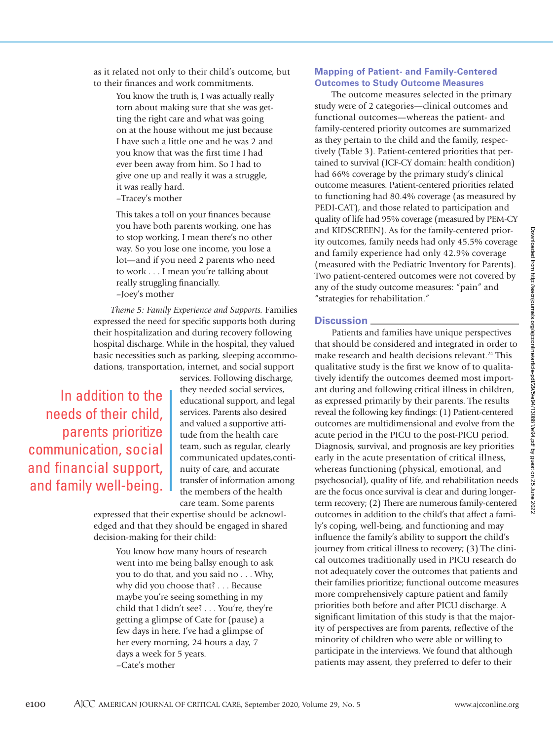as it related not only to their child's outcome, but to their finances and work commitments.

> You know the truth is, I was actually really torn about making sure that she was getting the right care and what was going on at the house without me just because I have such a little one and he was 2 and you know that was the first time I had ever been away from him. So I had to give one up and really it was a struggle, it was really hard.
> –Tracey's mother

> This takes a toll on your finances because you have both parents working, one has to stop working, I mean there's no other way. So you lose one income, you lose a lot—and if you need 2 parents who need to work . . . I mean you're talking about really struggling financially.
> –Joey's mother

*Theme 5: Family Experience and Supports.* Families expressed the need for specific supports both during their hospitalization and during recovery following hospital discharge. While in the hospital, they valued basic necessities such as parking, sleeping accommodations, transportation, internet, and social support services. Following discharge, they needed social services, educational support, and legal services. Parents also desired and valued a supportive attitude from the health care team, such as regular, clearly communicated updates, continuity of care, and accurate transfer of information among the members of the health care team. Some parents expressed that their expertise should be acknowledged and that they should be engaged in shared decision-making for their child:

> In addition to the needs of their child, parents prioritize communication, social and financial support, and family well-being.

> You know how many hours of research went into me being ballsy enough to ask you to do that, and you said no . . . Why, why did you choose that? . . . Because maybe you're seeing something in my child that I didn't see? . . . You're, they're getting a glimpse of Cate for (pause) a few days in here. I've had a glimpse of her every morning, 24 hours a day, 7 days a week for 5 years.
> –Cate's mother

### Mapping of Patient- and Family-Centered Outcomes to Study Outcome Measures

The outcome measures selected in the primary study were of 2 categories—clinical outcomes and functional outcomes—whereas the patient- and family-centered priority outcomes are summarized as they pertain to the child and the family, respectively (Table 3). Patient-centered priorities that pertained to survival (ICF-CY domain: health condition) had 66% coverage by the primary study's clinical outcome measures. Patient-centered priorities related to functioning had 80.4% coverage (as measured by PEDI-CAT), and those related to participation and quality of life had 95% coverage (measured by PEM-CY and KIDSCREEN). As for the family-centered priority outcomes, family needs had only 45.5% coverage and family experience had only 42.9% coverage (measured with the Pediatric Inventory for Parents). Two patient-centered outcomes were not covered by any of the study outcome measures: "pain" and "strategies for rehabilitation."

## Discussion

Patients and families have unique perspectives that should be considered and integrated in order to make research and health decisions relevant.[24] This qualitative study is the first we know of to qualitatively identify the outcomes deemed most important during and following critical illness in children, as expressed primarily by their parents. The results reveal the following key findings: (1) Patient-centered outcomes are multidimensional and evolve from the acute period in the PICU to the post-PICU period. Diagnosis, survival, and prognosis are key priorities early in the acute presentation of critical illness, whereas functioning (physical, emotional, and psychosocial), quality of life, and rehabilitation needs are the focus once survival is clear and during longer-term recovery; (2) There are numerous family-centered outcomes in addition to the child's that affect a family's coping, well-being, and functioning and may influence the family's ability to support the child's journey from critical illness to recovery; (3) The clinical outcomes traditionally used in PICU research do not adequately cover the outcomes that patients and their families prioritize; functional outcome measures more comprehensively capture patient and family priorities both before and after PICU discharge. A significant limitation of this study is that the majority of perspectives are from parents, reflective of the minority of children who were able or willing to participate in the interviews. We found that although patients may assent, they preferred to defer to their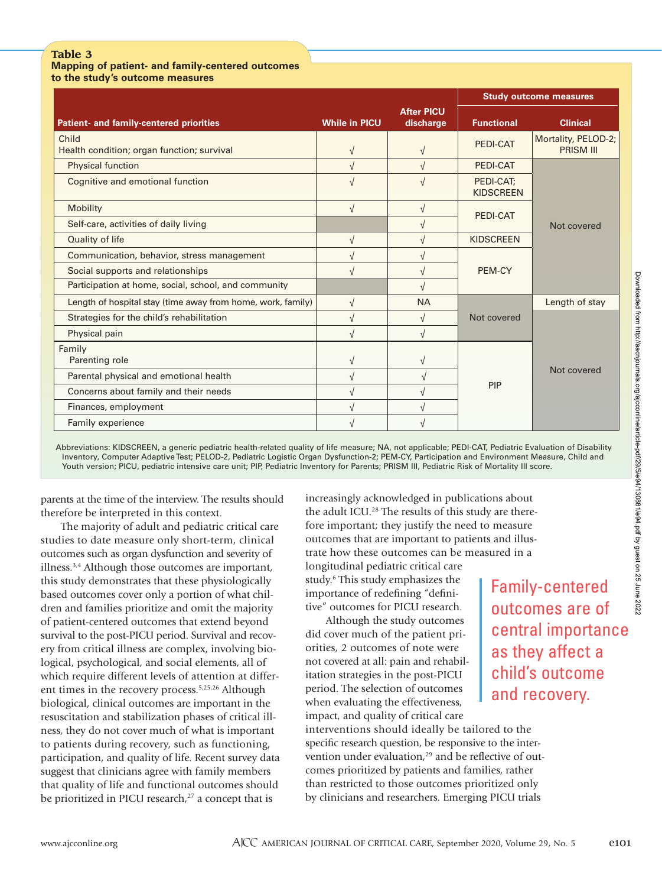**Table 3**
**Mapping of patient- and family-centered outcomes to the study's outcome measures**

| Patient- and family-centered priorities | While in PICU | After PICU discharge | Study outcome measures | |
|---|---|---|---|---|
| | | | Functional | Clinical |
| Child<br>Health condition; organ function; survival | √ | √ | PEDI-CAT | Mortality, PELOD-2; PRISM III |
| Physical function | √ | √ | PEDI-CAT | Not covered |
| Cognitive and emotional function | √ | √ | PEDI-CAT; KIDSCREEN | Not covered |
| Mobility | √ | √ | PEDI-CAT | Not covered |
| Self-care, activities of daily living | | √ | PEDI-CAT | Not covered |
| Quality of life | √ | √ | KIDSCREEN | Not covered |
| Communication, behavior, stress management | √ | √ | PEM-CY | Not covered |
| Social supports and relationships | √ | √ | PEM-CY | Not covered |
| Participation at home, social, school, and community | | √ | PEM-CY | Not covered |
| Length of hospital stay (time away from home, work, family) | √ | NA | Not covered | Length of stay |
| Strategies for the child's rehabilitation | √ | √ | Not covered | Not covered |
| Physical pain | √ | √ | Not covered | Not covered |
| Family<br>Parenting role | √ | √ | PIP | Not covered |
| Parental physical and emotional health | √ | √ | PIP | Not covered |
| Concerns about family and their needs | √ | √ | PIP | Not covered |
| Finances, employment | √ | √ | PIP | Not covered |
| Family experience | √ | √ | PIP | Not covered |

Abbreviations: KIDSCREEN, a generic pediatric health-related quality of life measure; NA, not applicable; PEDI-CAT, Pediatric Evaluation of Disability Inventory, Computer Adaptive Test; PELOD-2, Pediatric Logistic Organ Dysfunction-2; PEM-CY, Participation and Environment Measure, Child and Youth version; PICU, pediatric intensive care unit; PIP, Pediatric Inventory for Parents; PRISM III, Pediatric Risk of Mortality III score.

parents at the time of the interview. The results should therefore be interpreted in this context.

The majority of adult and pediatric critical care studies to date measure only short-term, clinical outcomes such as organ dysfunction and severity of illness.[3,4] Although those outcomes are important, this study demonstrates that these physiologically based outcomes cover only a portion of what children and families prioritize and omit the majority of patient-centered outcomes that extend beyond survival to the post-PICU period. Survival and recovery from critical illness are complex, involving biological, psychological, and social elements, all of which require different levels of attention at different times in the recovery process.[5,25,26] Although biological, clinical outcomes are important in the resuscitation and stabilization phases of critical illness, they do not cover much of what is important to patients during recovery, such as functioning, participation, and quality of life. Recent survey data suggest that clinicians agree with family members that quality of life and functional outcomes should be prioritized in PICU research,[27] a concept that is increasingly acknowledged in publications about the adult ICU.[28] The results of this study are therefore important; they justify the need to measure outcomes that are important to patients and illustrate how these outcomes can be measured in a longitudinal pediatric critical care study.[6] This study emphasizes the importance of redefining "definitive" outcomes for PICU research.

Although the study outcomes did cover much of the patient priorities, 2 outcomes of note were not covered at all: pain and rehabilitation strategies in the post-PICU period. The selection of outcomes when evaluating the effectiveness, impact, and quality of critical care interventions should ideally be tailored to the specific research question, be responsive to the intervention under evaluation,[29] and be reflective of outcomes prioritized by patients and families, rather than restricted to those outcomes prioritized only by clinicians and researchers. Emerging PICU trials

> Family-centered outcomes are of central importance as they affect a child's outcome and recovery.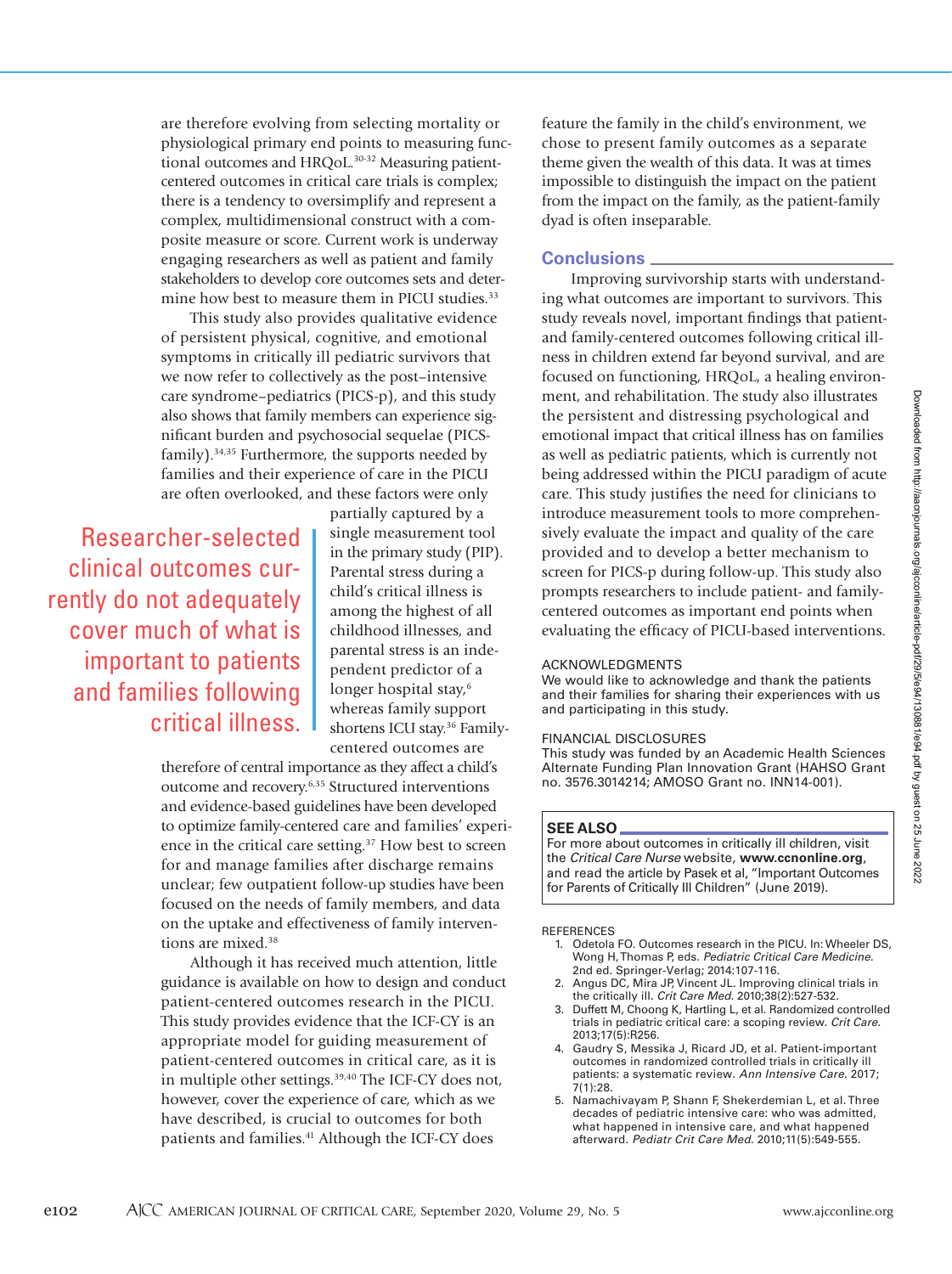are therefore evolving from selecting mortality or physiological primary end points to measuring functional outcomes and HRQoL.[30-32] Measuring patient-centered outcomes in critical care trials is complex; there is a tendency to oversimplify and represent a complex, multidimensional construct with a composite measure or score. Current work is underway engaging researchers as well as patient and family stakeholders to develop core outcomes sets and determine how best to measure them in PICU studies.[33]

This study also provides qualitative evidence of persistent physical, cognitive, and emotional symptoms in critically ill pediatric survivors that we now refer to collectively as the post–intensive care syndrome–pediatrics (PICS-p), and this study also shows that family members can experience significant burden and psychosocial sequelae (PICS-family).[34,35] Furthermore, the supports needed by families and their experience of care in the PICU are often overlooked, and these factors were only partially captured by a single measurement tool in the primary study (PIP). Parental stress during a child's critical illness is among the highest of all childhood illnesses, and parental stress is an independent predictor of a longer hospital stay,[6] whereas family support shortens ICU stay.[36] Family-centered outcomes are therefore of central importance as they affect a child's outcome and recovery.[6,35] Structured interventions and evidence-based guidelines have been developed to optimize family-centered care and families' experience in the critical care setting.[37] How best to screen for and manage families after discharge remains unclear; few outpatient follow-up studies have been focused on the needs of family members, and data on the uptake and effectiveness of family interventions are mixed.[38]

> Researcher-selected clinical outcomes currently do not adequately cover much of what is important to patients and families following critical illness.

Although it has received much attention, little guidance is available on how to design and conduct patient-centered outcomes research in the PICU. This study provides evidence that the ICF-CY is an appropriate model for guiding measurement of patient-centered outcomes in critical care, as it is in multiple other settings.[39,40] The ICF-CY does not, however, cover the experience of care, which as we have described, is crucial to outcomes for both patients and families.[41] Although the ICF-CY does feature the family in the child's environment, we chose to present family outcomes as a separate theme given the wealth of this data. It was at times impossible to distinguish the impact on the patient from the impact on the family, as the patient-family dyad is often inseparable.

## Conclusions

Improving survivorship starts with understanding what outcomes are important to survivors. This study reveals novel, important findings that patient- and family-centered outcomes following critical illness in children extend far beyond survival, and are focused on functioning, HRQoL, a healing environment, and rehabilitation. The study also illustrates the persistent and distressing psychological and emotional impact that critical illness has on families as well as pediatric patients, which is currently not being addressed within the PICU paradigm of acute care. This study justifies the need for clinicians to introduce measurement tools to more comprehensively evaluate the impact and quality of the care provided and to develop a better mechanism to screen for PICS-p during follow-up. This study also prompts researchers to include patient- and family-centered outcomes as important end points when evaluating the efficacy of PICU-based interventions.

### ACKNOWLEDGMENTS

We would like to acknowledge and thank the patients and their families for sharing their experiences with us and participating in this study.

### FINANCIAL DISCLOSURES

This study was funded by an Academic Health Sciences Alternate Funding Plan Innovation Grant (HAHSO Grant no. 3576.3014214; AMOSO Grant no. INN14-001).

### SEE ALSO

For more about outcomes in critically ill children, visit the *Critical Care Nurse* website, **www.ccnonline.org**, and read the article by Pasek et al, "Important Outcomes for Parents of Critically Ill Children" (June 2019).

### REFERENCES

1. Odetola FO. Outcomes research in the PICU. In: Wheeler DS, Wong H, Thomas P, eds. *Pediatric Critical Care Medicine.* 2nd ed. Springer-Verlag; 2014:107-116.
2. Angus DC, Mira JP, Vincent JL. Improving clinical trials in the critically ill. *Crit Care Med.* 2010;38(2):527-532.
3. Duffett M, Choong K, Hartling L, et al. Randomized controlled trials in pediatric critical care: a scoping review. *Crit Care.* 2013;17(5):R256.
4. Gaudry S, Messika J, Ricard JD, et al. Patient-important outcomes in randomized controlled trials in critically ill patients: a systematic review. *Ann Intensive Care.* 2017;7(1):28.
5. Namachivayam P, Shann F, Shekerdemian L, et al. Three decades of pediatric intensive care: who was admitted, what happened in intensive care, and what happened afterward. *Pediatr Crit Care Med.* 2010;11(5):549-555.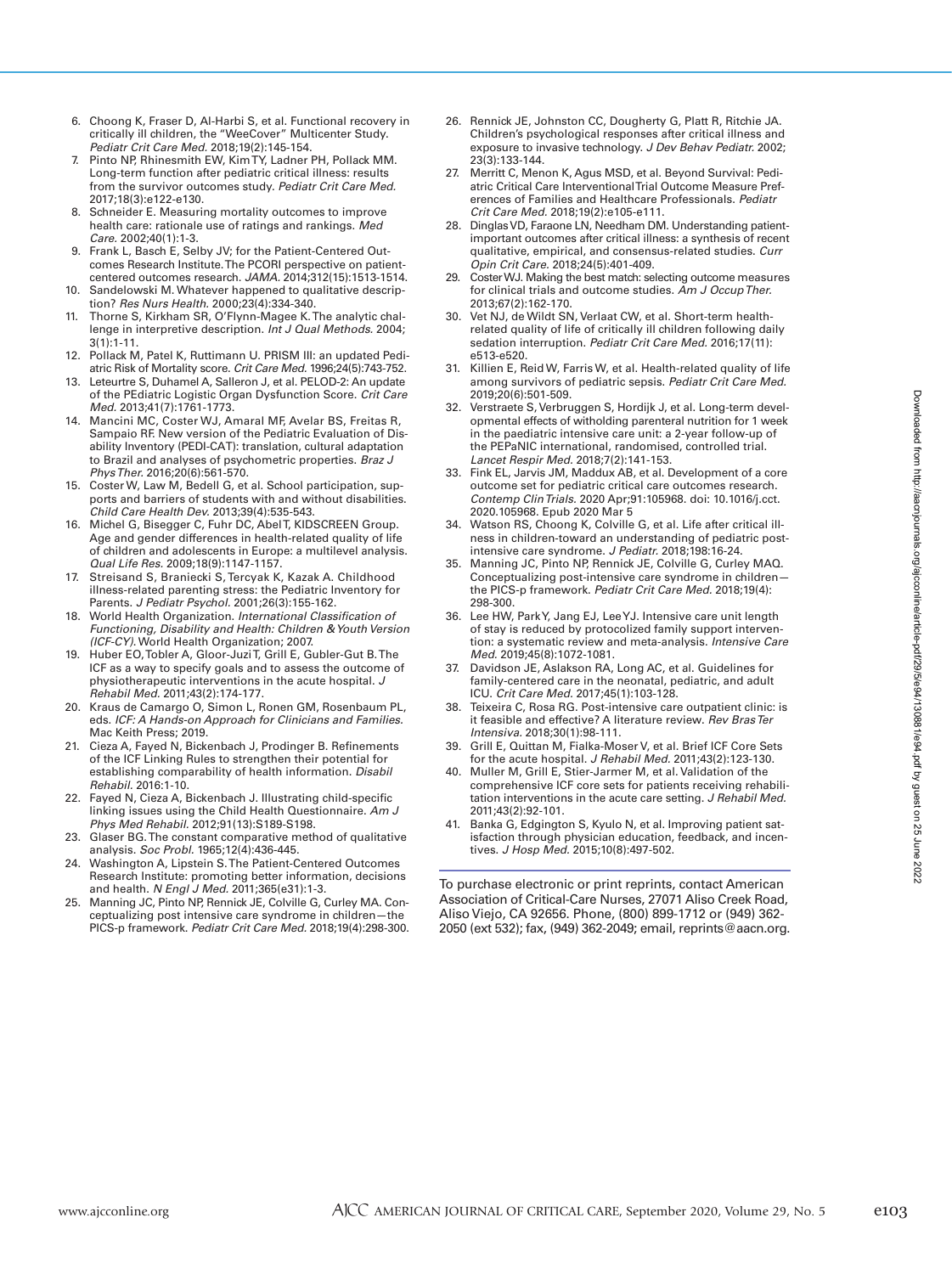6. Choong K, Fraser D, Al-Harbi S, et al. Functional recovery in critically ill children, the "WeeCover" Multicenter Study. *Pediatr Crit Care Med.* 2018;19(2):145-154.
7. Pinto NP, Rhinesmith EW, Kim TY, Ladner PH, Pollack MM. Long-term function after pediatric critical illness: results from the survivor outcomes study. *Pediatr Crit Care Med.* 2017;18(3):e122-e130.
8. Schneider E. Measuring mortality outcomes to improve health care: rationale use of ratings and rankings. *Med Care.* 2002;40(1):1-3.
9. Frank L, Basch E, Selby JV; for the Patient-Centered Outcomes Research Institute. The PCORI perspective on patient-centered outcomes research. *JAMA.* 2014;312(15):1513-1514.
10. Sandelowski M. Whatever happened to qualitative description? *Res Nurs Health.* 2000;23(4):334-340.
11. Thorne S, Kirkham SR, O'Flynn-Magee K. The analytic challenge in interpretive description. *Int J Qual Methods.* 2004;3(1):1-11.
12. Pollack M, Patel K, Ruttimann U. PRISM III: an updated Pediatric Risk of Mortality score. *Crit Care Med.* 1996;24(5):743-752.
13. Leteurtre S, Duhamel A, Salleron J, et al. PELOD-2: An update of the PEdiatric Logistic Organ Dysfunction Score. *Crit Care Med.* 2013;41(7):1761-1773.
14. Mancini MC, Coster WJ, Amaral MF, Avelar BS, Freitas R, Sampaio RF. New version of the Pediatric Evaluation of Disability Inventory (PEDI-CAT): translation, cultural adaptation to Brazil and analyses of psychometric properties. *Braz J Phys Ther.* 2016;20(6):561-570.
15. Coster W, Law M, Bedell G, et al. School participation, supports and barriers of students with and without disabilities. *Child Care Health Dev.* 2013;39(4):535-543.
16. Michel G, Bisegger C, Fuhr DC, Abel T, KIDSCREEN Group. Age and gender differences in health-related quality of life of children and adolescents in Europe: a multilevel analysis. *Qual Life Res.* 2009;18(9):1147-1157.
17. Streisand S, Braniecki S, Tercyak K, Kazak A. Childhood illness-related parenting stress: the Pediatric Inventory for Parents. *J Pediatr Psychol.* 2001;26(3):155-162.
18. World Health Organization. *International Classification of Functioning, Disability and Health: Children & Youth Version (ICF-CY).* World Health Organization; 2007.
19. Huber EO, Tobler A, Gloor-Juzi T, Grill E, Gubler-Gut B. The ICF as a way to specify goals and to assess the outcome of physiotherapeutic interventions in the acute hospital. *J Rehabil Med.* 2011;43(2):174-177.
20. Kraus de Camargo O, Simon L, Ronen GM, Rosenbaum PL, eds. *ICF: A Hands-on Approach for Clinicians and Families.* Mac Keith Press; 2019.
21. Cieza A, Fayed N, Bickenbach J, Prodinger B. Refinements of the ICF Linking Rules to strengthen their potential for establishing comparability of health information. *Disabil Rehabil.* 2016:1-10.
22. Fayed N, Cieza A, Bickenbach J. Illustrating child-specific linking issues using the Child Health Questionnaire. *Am J Phys Med Rehabil.* 2012;91(13):S189-S198.
23. Glaser BG. The constant comparative method of qualitative analysis. *Soc Probl.* 1965;12(4):436-445.
24. Washington A, Lipstein S. The Patient-Centered Outcomes Research Institute: promoting better information, decisions and health. *N Engl J Med.* 2011;365(e31):1-3.
25. Manning JC, Pinto NP, Rennick JE, Colville G, Curley MA. Conceptualizing post intensive care syndrome in children—the PICS-p framework. *Pediatr Crit Care Med.* 2018;19(4):298-300.
26. Rennick JE, Johnston CC, Dougherty G, Platt R, Ritchie JA. Children's psychological responses after critical illness and exposure to invasive technology. *J Dev Behav Pediatr.* 2002;23(3):133-144.
27. Merritt C, Menon K, Agus MSD, et al. Beyond Survival: Pediatric Critical Care Interventional Trial Outcome Measure Preferences of Families and Healthcare Professionals. *Pediatr Crit Care Med.* 2018;19(2):e105-e111.
28. Dinglas VD, Faraone LN, Needham DM. Understanding patient-important outcomes after critical illness: a synthesis of recent qualitative, empirical, and consensus-related studies. *Curr Opin Crit Care.* 2018;24(5):401-409.
29. Coster WJ. Making the best match: selecting outcome measures for clinical trials and outcome studies. *Am J Occup Ther.* 2013;67(2):162-170.
30. Vet NJ, de Wildt SN, Verlaat CW, et al. Short-term health-related quality of life of critically ill children following daily sedation interruption. *Pediatr Crit Care Med.* 2016;17(11):e513-e520.
31. Killien E, Reid W, Farris W, et al. Health-related quality of life among survivors of pediatric sepsis. *Pediatr Crit Care Med.* 2019;20(6):501-509.
32. Verstraete S, Verbruggen S, Hordijk J, et al. Long-term developmental effects of witholding parenteral nutrition for 1 week in the paediatric intensive care unit: a 2-year follow-up of the PEPaNIC international, randomised, controlled trial. *Lancet Respir Med.* 2018;7(2):141-153.
33. Fink EL, Jarvis JM, Maddux AB, et al. Development of a core outcome set for pediatric critical care outcomes research. *Contemp Clin Trials.* 2020 Apr;91:105968. doi: 10.1016/j.cct.2020.105968. Epub 2020 Mar 5
34. Watson RS, Choong K, Colville G, et al. Life after critical illness in children-toward an understanding of pediatric post-intensive care syndrome. *J Pediatr.* 2018;198:16-24.
35. Manning JC, Pinto NP, Rennick JE, Colville G, Curley MAQ. Conceptualizing post-intensive care syndrome in children—the PICS-p framework. *Pediatr Crit Care Med.* 2018;19(4):298-300.
36. Lee HW, Park Y, Jang EJ, Lee YJ. Intensive care unit length of stay is reduced by protocolized family support intervention: a systematic review and meta-analysis. *Intensive Care Med.* 2019;45(8):1072-1081.
37. Davidson JE, Aslakson RA, Long AC, et al. Guidelines for family-centered care in the neonatal, pediatric, and adult ICU. *Crit Care Med.* 2017;45(1):103-128.
38. Teixeira C, Rosa RG. Post-intensive care outpatient clinic: is it feasible and effective? A literature review. *Rev Bras Ter Intensiva.* 2018;30(1):98-111.
39. Grill E, Quittan M, Fialka-Moser V, et al. Brief ICF Core Sets for the acute hospital. *J Rehabil Med.* 2011;43(2):123-130.
40. Muller M, Grill E, Stier-Jarmer M, et al. Validation of the comprehensive ICF core sets for patients receiving rehabilitation interventions in the acute care setting. *J Rehabil Med.* 2011;43(2):92-101.
41. Banka G, Edgington S, Kyulo N, et al. Improving patient satisfaction through physician education, feedback, and incentives. *J Hosp Med.* 2015;10(8):497-502.

To purchase electronic or print reprints, contact American Association of Critical-Care Nurses, 27071 Aliso Creek Road, Aliso Viejo, CA 92656. Phone, (800) 899-1712 or (949) 362-2050 (ext 532); fax, (949) 362-2049; email, reprints@aacn.org.